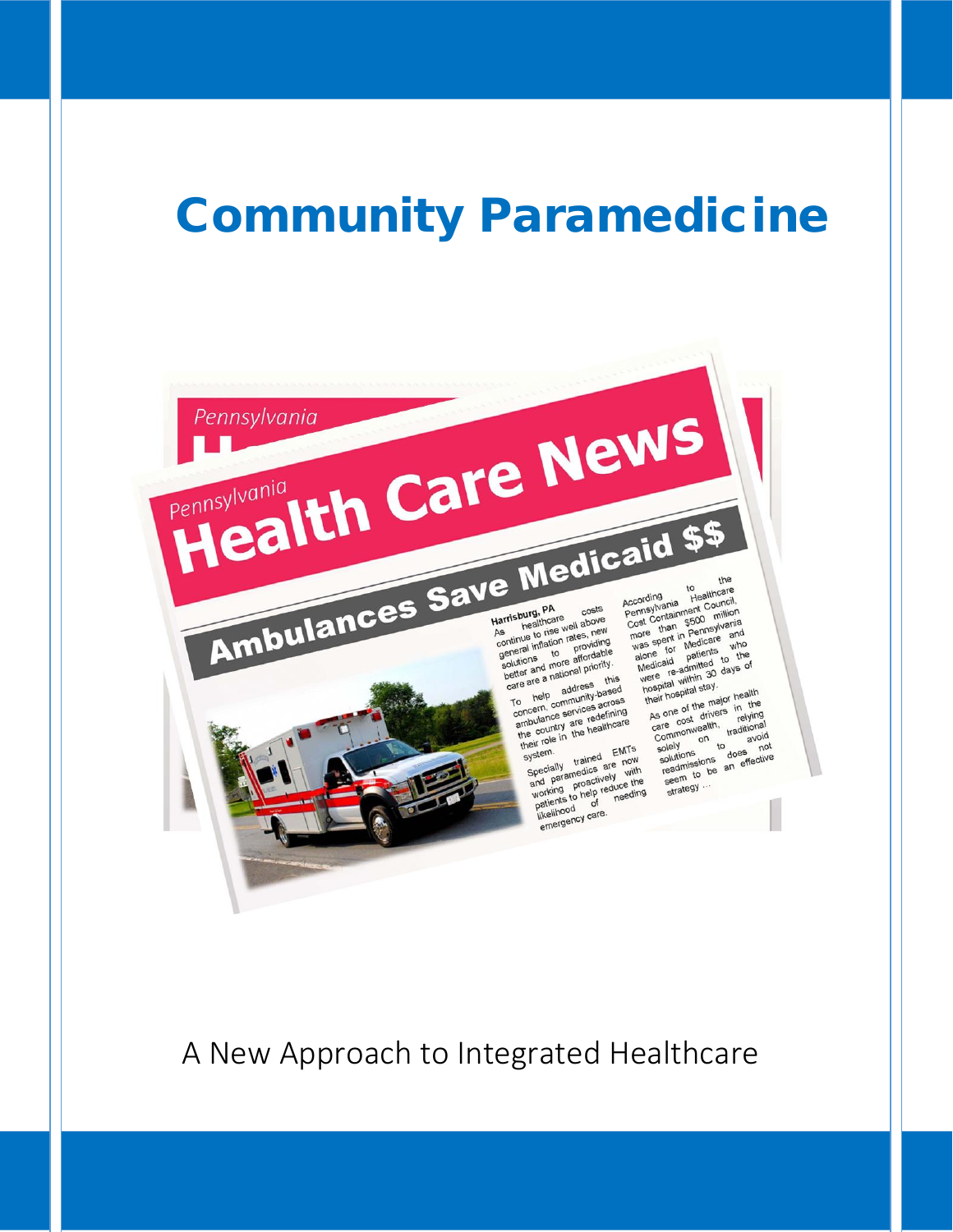# Community Paramedicine

Pennsylvania

## Health Care News

### Ambulances Save Medicaid $$

**Harrisburg, PA**
As healthcare costs continue to rise well above general inflation rates, new solutions to providing better and more affordable care are a national priority.

To help address this concern, community-based ambulance services across the country are redefining their role in the healthcare system.

Specially trained EMTs and paramedics are now working proactively with patients to help reduce the likelihood of needing emergency care.

According to the Pennsylvania Healthcare Cost Containment Council, more than $500 million was spent in Pennsylvania alone for Medicare and Medicaid patients who were re-admitted to the hospital within 30 days of their hospital stay.

As one of the major health care cost drivers in the Commonwealth, relying solely on traditional solutions to avoid readmissions does not seem to be an effective strategy ...

A New Approach to Integrated Healthcare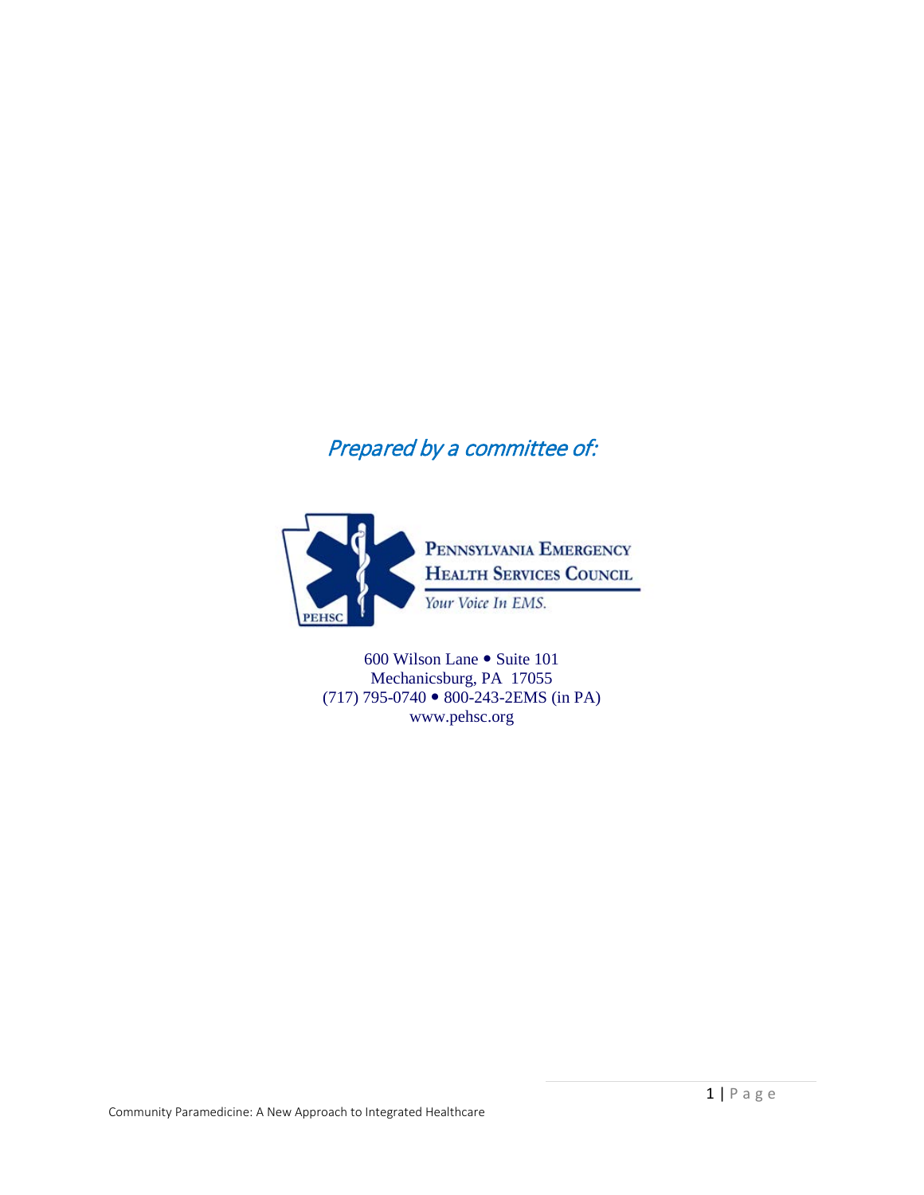*Prepared by a committee of:*

PENNSYLVANIA EMERGENCY HEALTH SERVICES COUNCIL

*Your Voice In EMS.*

PEHSC

600 Wilson Lane • Suite 101
Mechanicsburg, PA 17055
(717) 795-0740 • 800-243-2EMS (in PA)
www.pehsc.org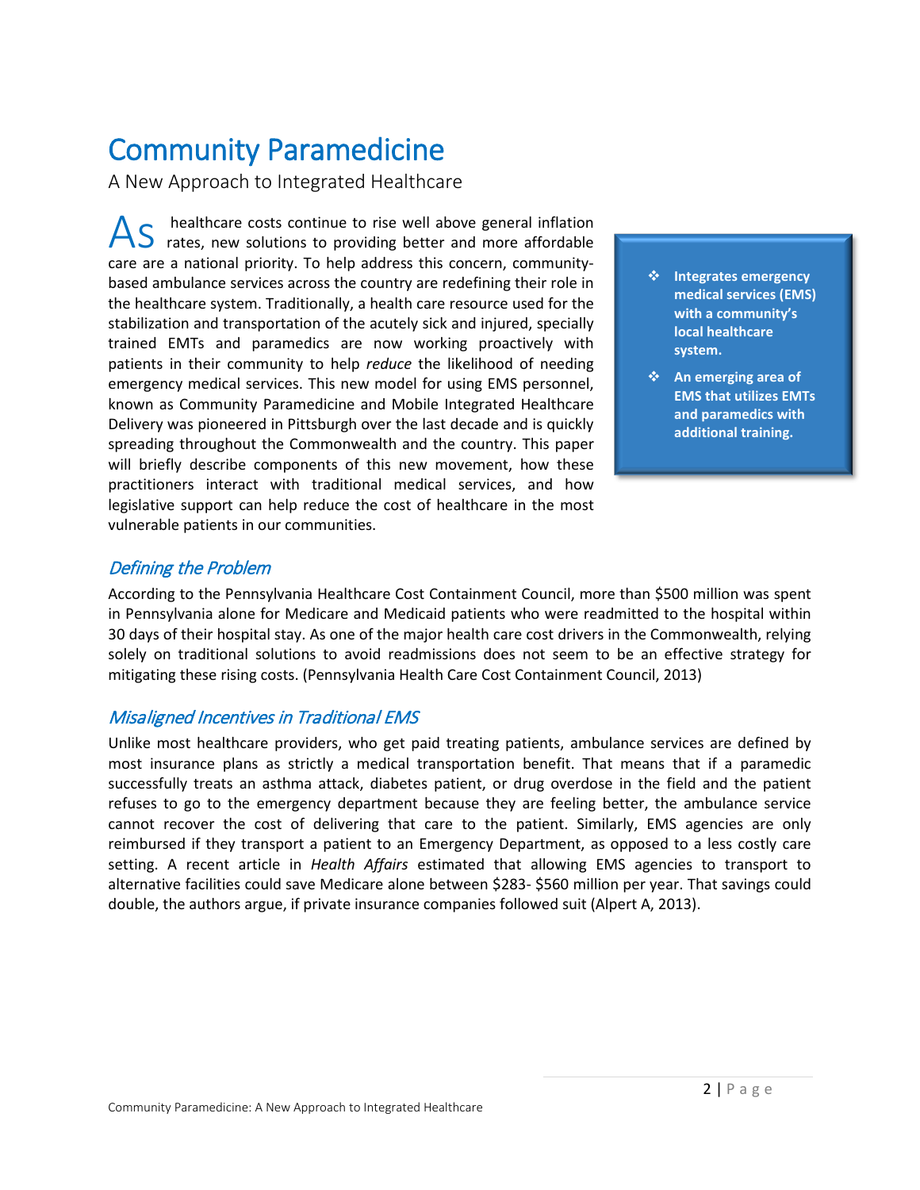# Community Paramedicine

A New Approach to Integrated Healthcare

As healthcare costs continue to rise well above general inflation rates, new solutions to providing better and more affordable care are a national priority. To help address this concern, community-based ambulance services across the country are redefining their role in the healthcare system. Traditionally, a health care resource used for the stabilization and transportation of the acutely sick and injured, specially trained EMTs and paramedics are now working proactively with patients in their community to help *reduce* the likelihood of needing emergency medical services. This new model for using EMS personnel, known as Community Paramedicine and Mobile Integrated Healthcare Delivery was pioneered in Pittsburgh over the last decade and is quickly spreading throughout the Commonwealth and the country. This paper will briefly describe components of this new movement, how these practitioners interact with traditional medical services, and how legislative support can help reduce the cost of healthcare in the most vulnerable patients in our communities.

- **Integrates emergency medical services (EMS) with a community's local healthcare system.**
- **An emerging area of EMS that utilizes EMTs and paramedics with additional training.**

## *Defining the Problem*

According to the Pennsylvania Healthcare Cost Containment Council, more than $500 million was spent in Pennsylvania alone for Medicare and Medicaid patients who were readmitted to the hospital within 30 days of their hospital stay. As one of the major health care cost drivers in the Commonwealth, relying solely on traditional solutions to avoid readmissions does not seem to be an effective strategy for mitigating these rising costs. (Pennsylvania Health Care Cost Containment Council, 2013)

## *Misaligned Incentives in Traditional EMS*

Unlike most healthcare providers, who get paid treating patients, ambulance services are defined by most insurance plans as strictly a medical transportation benefit. That means that if a paramedic successfully treats an asthma attack, diabetes patient, or drug overdose in the field and the patient refuses to go to the emergency department because they are feeling better, the ambulance service cannot recover the cost of delivering that care to the patient. Similarly, EMS agencies are only reimbursed if they transport a patient to an Emergency Department, as opposed to a less costly care setting. A recent article in *Health Affairs* estimated that allowing EMS agencies to transport to alternative facilities could save Medicare alone between $283- $560 million per year. That savings could double, the authors argue, if private insurance companies followed suit (Alpert A, 2013).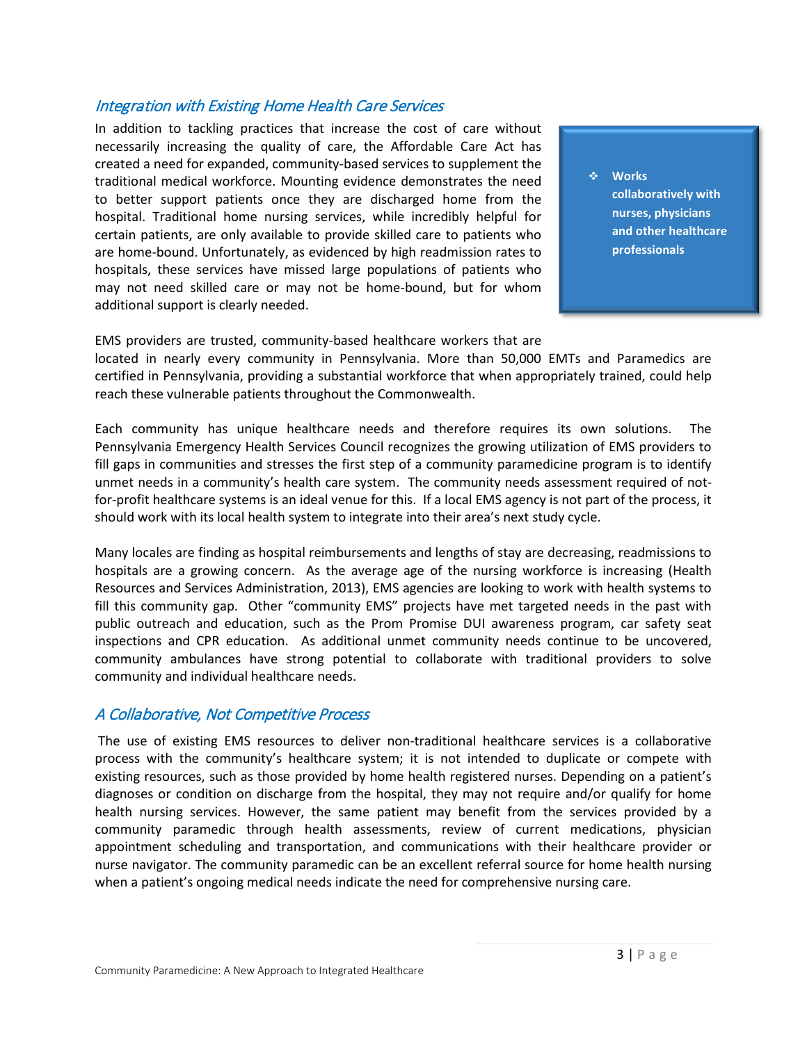## *Integration with Existing Home Health Care Services*

In addition to tackling practices that increase the cost of care without necessarily increasing the quality of care, the Affordable Care Act has created a need for expanded, community-based services to supplement the traditional medical workforce. Mounting evidence demonstrates the need to better support patients once they are discharged home from the hospital. Traditional home nursing services, while incredibly helpful for certain patients, are only available to provide skilled care to patients who are home-bound. Unfortunately, as evidenced by high readmission rates to hospitals, these services have missed large populations of patients who may not need skilled care or may not be home-bound, but for whom additional support is clearly needed.

- **Works collaboratively with nurses, physicians and other healthcare professionals**

EMS providers are trusted, community-based healthcare workers that are located in nearly every community in Pennsylvania. More than 50,000 EMTs and Paramedics are certified in Pennsylvania, providing a substantial workforce that when appropriately trained, could help reach these vulnerable patients throughout the Commonwealth.

Each community has unique healthcare needs and therefore requires its own solutions. The Pennsylvania Emergency Health Services Council recognizes the growing utilization of EMS providers to fill gaps in communities and stresses the first step of a community paramedicine program is to identify unmet needs in a community's health care system. The community needs assessment required of not-for-profit healthcare systems is an ideal venue for this. If a local EMS agency is not part of the process, it should work with its local health system to integrate into their area's next study cycle.

Many locales are finding as hospital reimbursements and lengths of stay are decreasing, readmissions to hospitals are a growing concern. As the average age of the nursing workforce is increasing (Health Resources and Services Administration, 2013), EMS agencies are looking to work with health systems to fill this community gap. Other "community EMS" projects have met targeted needs in the past with public outreach and education, such as the Prom Promise DUI awareness program, car safety seat inspections and CPR education. As additional unmet community needs continue to be uncovered, community ambulances have strong potential to collaborate with traditional providers to solve community and individual healthcare needs.

## *A Collaborative, Not Competitive Process*

The use of existing EMS resources to deliver non-traditional healthcare services is a collaborative process with the community's healthcare system; it is not intended to duplicate or compete with existing resources, such as those provided by home health registered nurses. Depending on a patient's diagnoses or condition on discharge from the hospital, they may not require and/or qualify for home health nursing services. However, the same patient may benefit from the services provided by a community paramedic through health assessments, review of current medications, physician appointment scheduling and transportation, and communications with their healthcare provider or nurse navigator. The community paramedic can be an excellent referral source for home health nursing when a patient's ongoing medical needs indicate the need for comprehensive nursing care.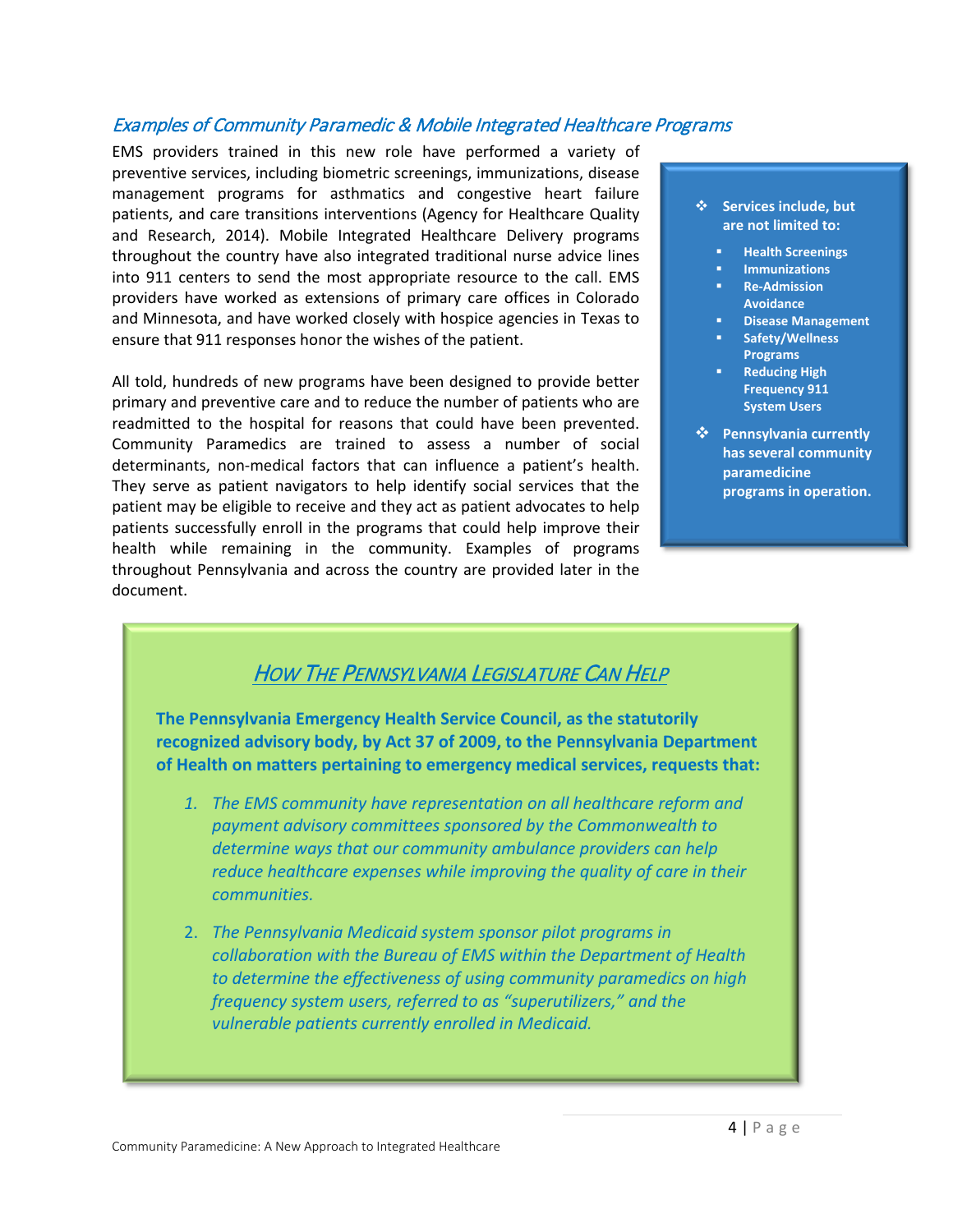## *Examples of Community Paramedic & Mobile Integrated Healthcare Programs*

EMS providers trained in this new role have performed a variety of preventive services, including biometric screenings, immunizations, disease management programs for asthmatics and congestive heart failure patients, and care transitions interventions (Agency for Healthcare Quality and Research, 2014). Mobile Integrated Healthcare Delivery programs throughout the country have also integrated traditional nurse advice lines into 911 centers to send the most appropriate resource to the call. EMS providers have worked as extensions of primary care offices in Colorado and Minnesota, and have worked closely with hospice agencies in Texas to ensure that 911 responses honor the wishes of the patient.

All told, hundreds of new programs have been designed to provide better primary and preventive care and to reduce the number of patients who are readmitted to the hospital for reasons that could have been prevented. Community Paramedics are trained to assess a number of social determinants, non-medical factors that can influence a patient's health. They serve as patient navigators to help identify social services that the patient may be eligible to receive and they act as patient advocates to help patients successfully enroll in the programs that could help improve their health while remaining in the community. Examples of programs throughout Pennsylvania and across the country are provided later in the document.

- **Services include, but are not limited to:**
  - **Health Screenings**
  - **Immunizations**
  - **Re-Admission Avoidance**
  - **Disease Management**
  - **Safety/Wellness Programs**
  - **Reducing High Frequency 911 System Users**
- **Pennsylvania currently has several community paramedicine programs in operation.**

## *How The Pennsylvania Legislature Can Help*

**The Pennsylvania Emergency Health Service Council, as the statutorily recognized advisory body, by Act 37 of 2009, to the Pennsylvania Department of Health on matters pertaining to emergency medical services, requests that:**

1. *The EMS community have representation on all healthcare reform and payment advisory committees sponsored by the Commonwealth to determine ways that our community ambulance providers can help reduce healthcare expenses while improving the quality of care in their communities.*

2. *The Pennsylvania Medicaid system sponsor pilot programs in collaboration with the Bureau of EMS within the Department of Health to determine the effectiveness of using community paramedics on high frequency system users, referred to as "superutilizers," and the vulnerable patients currently enrolled in Medicaid.*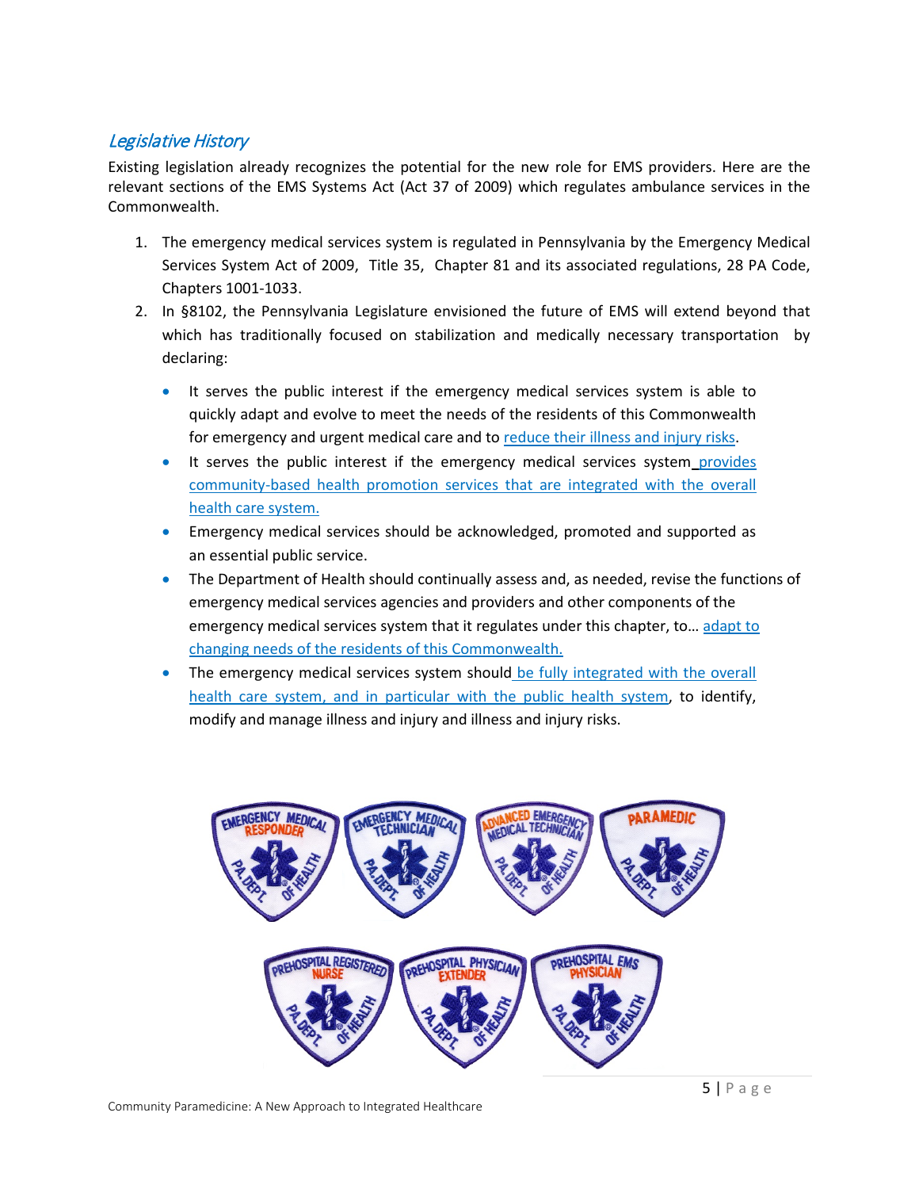## *Legislative History*

Existing legislation already recognizes the potential for the new role for EMS providers. Here are the relevant sections of the EMS Systems Act (Act 37 of 2009) which regulates ambulance services in the Commonwealth.

1. The emergency medical services system is regulated in Pennsylvania by the Emergency Medical Services System Act of 2009, Title 35, Chapter 81 and its associated regulations, 28 PA Code, Chapters 1001-1033.
2. In §8102, the Pennsylvania Legislature envisioned the future of EMS will extend beyond that which has traditionally focused on stabilization and medically necessary transportation by declaring:
   - It serves the public interest if the emergency medical services system is able to quickly adapt and evolve to meet the needs of the residents of this Commonwealth for emergency and urgent medical care and to reduce their illness and injury risks.
   - It serves the public interest if the emergency medical services system provides community-based health promotion services that are integrated with the overall health care system.
   - Emergency medical services should be acknowledged, promoted and supported as an essential public service.
   - The Department of Health should continually assess and, as needed, revise the functions of emergency medical services agencies and providers and other components of the emergency medical services system that it regulates under this chapter, to… adapt to changing needs of the residents of this Commonwealth.
   - The emergency medical services system should be fully integrated with the overall health care system, and in particular with the public health system, to identify, modify and manage illness and injury and illness and injury risks.

EMERGENCY MEDICAL RESPONDER PA. DEPT. OF HEALTH

EMERGENCY MEDICAL TECHNICIAN PA. DEPT. OF HEALTH

ADVANCED EMERGENCY MEDICAL TECHNICIAN PA. DEPT. OF HEALTH

PARAMEDIC PA. DEPT. OF HEALTH

PREHOSPITAL REGISTERED NURSE PA. DEPT. OF HEALTH

PREHOSPITAL PHYSICIAN EXTENDER PA. DEPT. OF HEALTH

PREHOSPITAL EMS PHYSICIAN PA. DEPT. OF HEALTH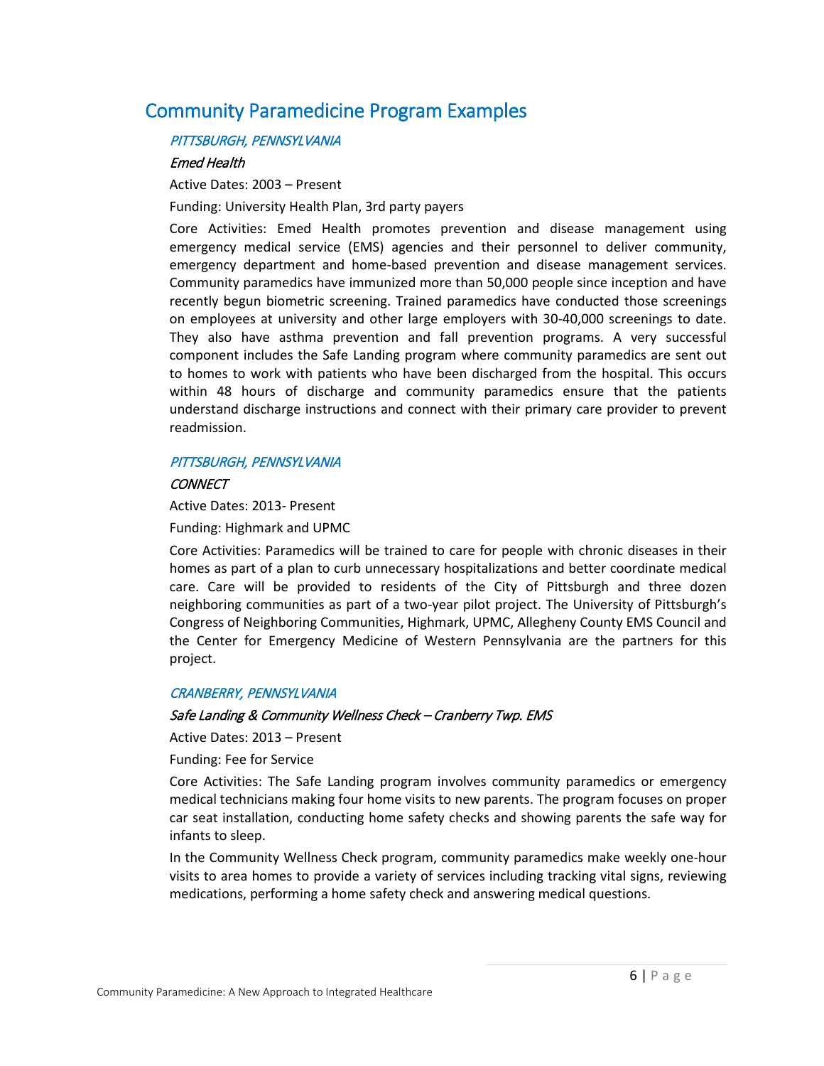## Community Paramedicine Program Examples

### *PITTSBURGH, PENNSYLVANIA*

#### *Emed Health*

Active Dates: 2003 – Present

Funding: University Health Plan, 3rd party payers

Core Activities: Emed Health promotes prevention and disease management using emergency medical service (EMS) agencies and their personnel to deliver community, emergency department and home-based prevention and disease management services. Community paramedics have immunized more than 50,000 people since inception and have recently begun biometric screening. Trained paramedics have conducted those screenings on employees at university and other large employers with 30-40,000 screenings to date. They also have asthma prevention and fall prevention programs. A very successful component includes the Safe Landing program where community paramedics are sent out to homes to work with patients who have been discharged from the hospital. This occurs within 48 hours of discharge and community paramedics ensure that the patients understand discharge instructions and connect with their primary care provider to prevent readmission.

### *PITTSBURGH, PENNSYLVANIA*

#### *CONNECT*

Active Dates: 2013- Present

Funding: Highmark and UPMC

Core Activities: Paramedics will be trained to care for people with chronic diseases in their homes as part of a plan to curb unnecessary hospitalizations and better coordinate medical care. Care will be provided to residents of the City of Pittsburgh and three dozen neighboring communities as part of a two-year pilot project. The University of Pittsburgh's Congress of Neighboring Communities, Highmark, UPMC, Allegheny County EMS Council and the Center for Emergency Medicine of Western Pennsylvania are the partners for this project.

### *CRANBERRY, PENNSYLVANIA*

#### *Safe Landing & Community Wellness Check – Cranberry Twp. EMS*

Active Dates: 2013 – Present

Funding: Fee for Service

Core Activities: The Safe Landing program involves community paramedics or emergency medical technicians making four home visits to new parents. The program focuses on proper car seat installation, conducting home safety checks and showing parents the safe way for infants to sleep.

In the Community Wellness Check program, community paramedics make weekly one-hour visits to area homes to provide a variety of services including tracking vital signs, reviewing medications, performing a home safety check and answering medical questions.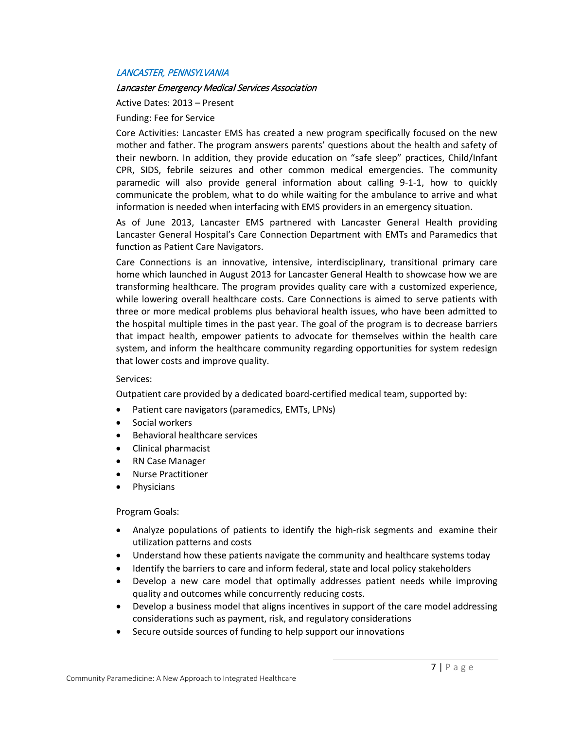### *LANCASTER, PENNSYLVANIA*

#### *Lancaster Emergency Medical Services Association*

Active Dates: 2013 – Present

Funding: Fee for Service

Core Activities: Lancaster EMS has created a new program specifically focused on the new mother and father. The program answers parents' questions about the health and safety of their newborn. In addition, they provide education on "safe sleep" practices, Child/Infant CPR, SIDS, febrile seizures and other common medical emergencies. The community paramedic will also provide general information about calling 9-1-1, how to quickly communicate the problem, what to do while waiting for the ambulance to arrive and what information is needed when interfacing with EMS providers in an emergency situation.

As of June 2013, Lancaster EMS partnered with Lancaster General Health providing Lancaster General Hospital's Care Connection Department with EMTs and Paramedics that function as Patient Care Navigators.

Care Connections is an innovative, intensive, interdisciplinary, transitional primary care home which launched in August 2013 for Lancaster General Health to showcase how we are transforming healthcare. The program provides quality care with a customized experience, while lowering overall healthcare costs. Care Connections is aimed to serve patients with three or more medical problems plus behavioral health issues, who have been admitted to the hospital multiple times in the past year. The goal of the program is to decrease barriers that impact health, empower patients to advocate for themselves within the health care system, and inform the healthcare community regarding opportunities for system redesign that lower costs and improve quality.

Services:

Outpatient care provided by a dedicated board-certified medical team, supported by:

- Patient care navigators (paramedics, EMTs, LPNs)
- Social workers
- Behavioral healthcare services
- Clinical pharmacist
- RN Case Manager
- Nurse Practitioner
- Physicians

Program Goals:

- Analyze populations of patients to identify the high-risk segments and examine their utilization patterns and costs
- Understand how these patients navigate the community and healthcare systems today
- Identify the barriers to care and inform federal, state and local policy stakeholders
- Develop a new care model that optimally addresses patient needs while improving quality and outcomes while concurrently reducing costs.
- Develop a business model that aligns incentives in support of the care model addressing considerations such as payment, risk, and regulatory considerations
- Secure outside sources of funding to help support our innovations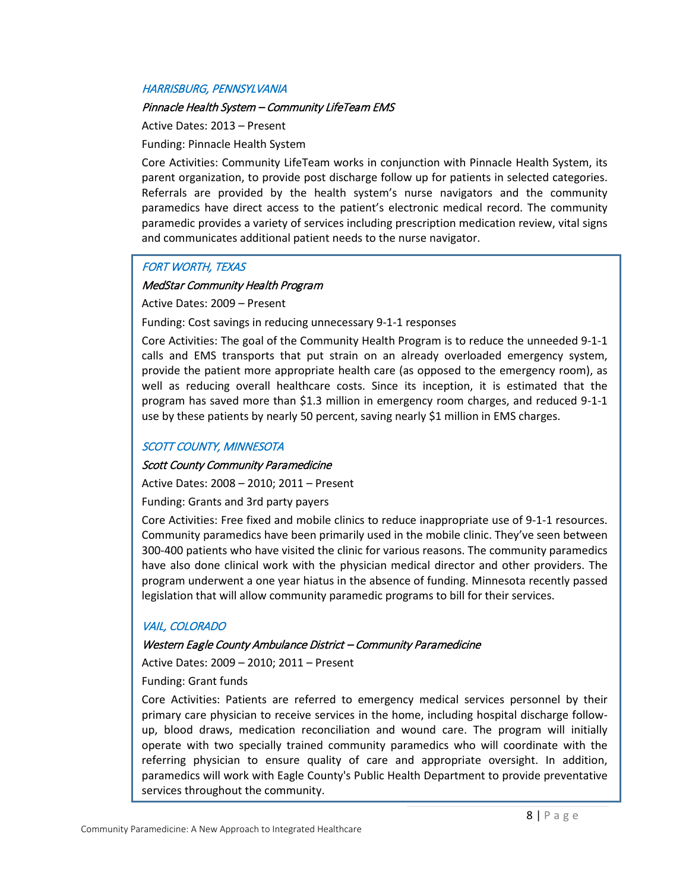### *HARRISBURG, PENNSYLVANIA*

*Pinnacle Health System – Community LifeTeam EMS*

Active Dates: 2013 – Present

Funding: Pinnacle Health System

Core Activities: Community LifeTeam works in conjunction with Pinnacle Health System, its parent organization, to provide post discharge follow up for patients in selected categories. Referrals are provided by the health system's nurse navigators and the community paramedics have direct access to the patient's electronic medical record. The community paramedic provides a variety of services including prescription medication review, vital signs and communicates additional patient needs to the nurse navigator.

### *FORT WORTH, TEXAS*

*MedStar Community Health Program*

Active Dates: 2009 – Present

Funding: Cost savings in reducing unnecessary 9-1-1 responses

Core Activities: The goal of the Community Health Program is to reduce the unneeded 9-1-1 calls and EMS transports that put strain on an already overloaded emergency system, provide the patient more appropriate health care (as opposed to the emergency room), as well as reducing overall healthcare costs. Since its inception, it is estimated that the program has saved more than $1.3 million in emergency room charges, and reduced 9-1-1 use by these patients by nearly 50 percent, saving nearly $1 million in EMS charges.

### *SCOTT COUNTY, MINNESOTA*

*Scott County Community Paramedicine*

Active Dates: 2008 – 2010; 2011 – Present

Funding: Grants and 3rd party payers

Core Activities: Free fixed and mobile clinics to reduce inappropriate use of 9-1-1 resources. Community paramedics have been primarily used in the mobile clinic. They've seen between 300-400 patients who have visited the clinic for various reasons. The community paramedics have also done clinical work with the physician medical director and other providers. The program underwent a one year hiatus in the absence of funding. Minnesota recently passed legislation that will allow community paramedic programs to bill for their services.

### *VAIL, COLORADO*

*Western Eagle County Ambulance District – Community Paramedicine*

Active Dates: 2009 – 2010; 2011 – Present

Funding: Grant funds

Core Activities: Patients are referred to emergency medical services personnel by their primary care physician to receive services in the home, including hospital discharge follow-up, blood draws, medication reconciliation and wound care. The program will initially operate with two specially trained community paramedics who will coordinate with the referring physician to ensure quality of care and appropriate oversight. In addition, paramedics will work with Eagle County's Public Health Department to provide preventative services throughout the community.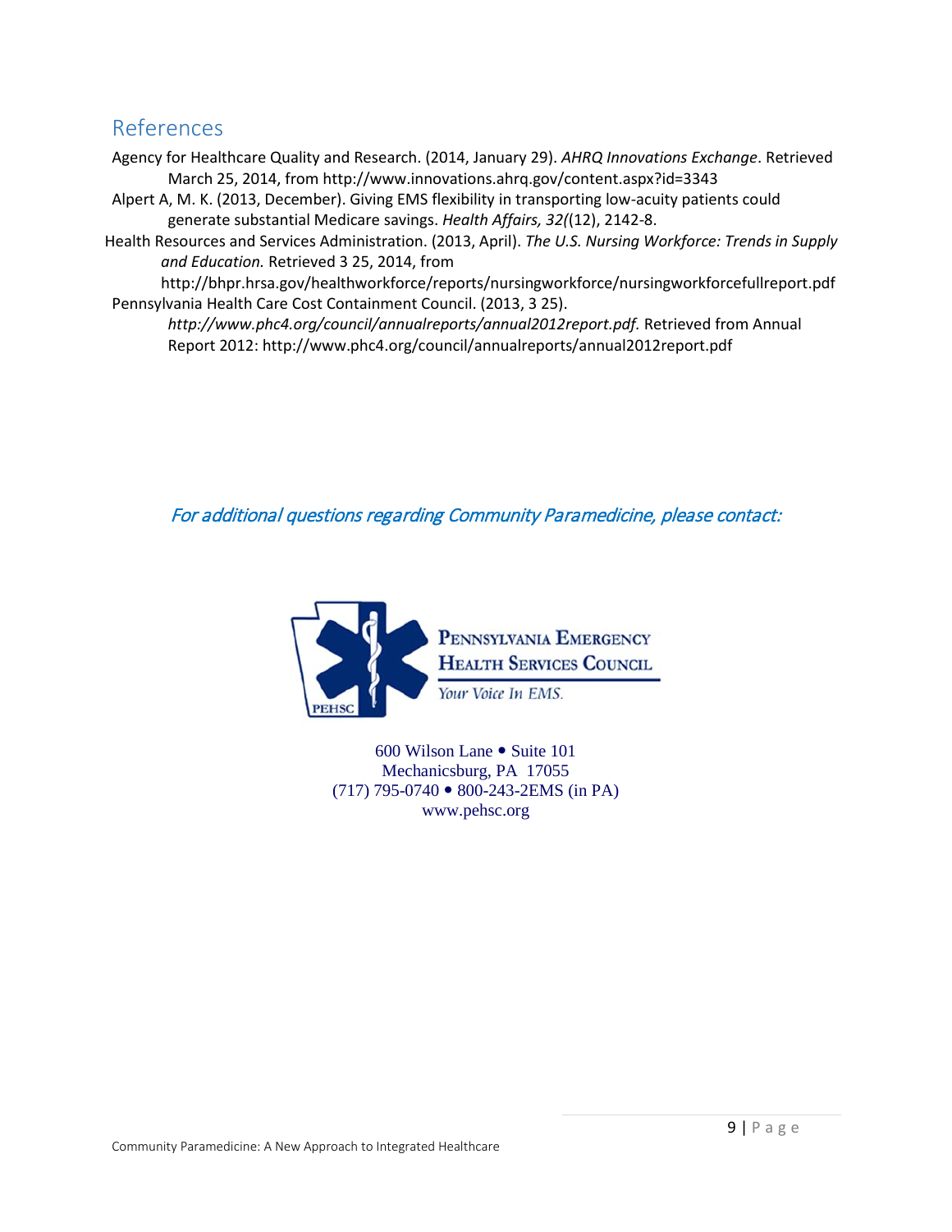## References

Agency for Healthcare Quality and Research. (2014, January 29). *AHRQ Innovations Exchange*. Retrieved March 25, 2014, from http://www.innovations.ahrq.gov/content.aspx?id=3343

Alpert A, M. K. (2013, December). Giving EMS flexibility in transporting low-acuity patients could generate substantial Medicare savings. *Health Affairs, 32(*(12), 2142-8.

Health Resources and Services Administration. (2013, April). *The U.S. Nursing Workforce: Trends in Supply and Education.* Retrieved 3 25, 2014, from http://bhpr.hrsa.gov/healthworkforce/reports/nursingworkforce/nursingworkforcefullreport.pdf

Pennsylvania Health Care Cost Containment Council. (2013, 3 25). *http://www.phc4.org/council/annualreports/annual2012report.pdf.* Retrieved from Annual Report 2012: http://www.phc4.org/council/annualreports/annual2012report.pdf

*For additional questions regarding Community Paramedicine, please contact:*

PENNSYLVANIA EMERGENCY HEALTH SERVICES COUNCIL

PEHSC

*Your Voice In EMS.*

600 Wilson Lane • Suite 101
Mechanicsburg, PA 17055
(717) 795-0740 • 800-243-2EMS (in PA)
www.pehsc.org